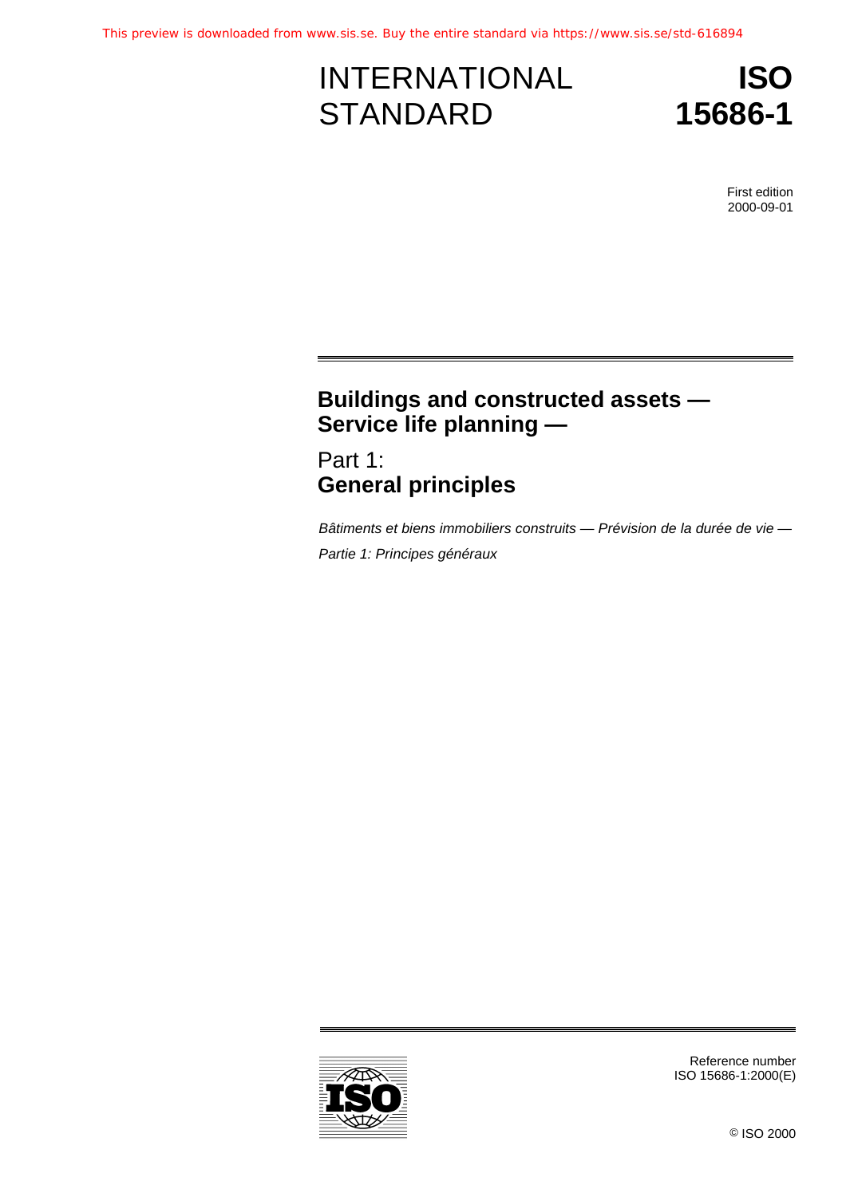This preview is downloaded from www.sis.se. Buy the entire standard via https://www.sis.se/std-616894

INTERNATIONAL STANDARD

# ISO 15686-1

First edition
2000-09-01

# Buildings and constructed assets — Service life planning —

## Part 1: General principles

*Bâtiments et biens immobiliers construits — Prévision de la durée de vie —*

*Partie 1: Principes généraux*

Reference number
ISO 15686-1:2000(E)

© ISO 2000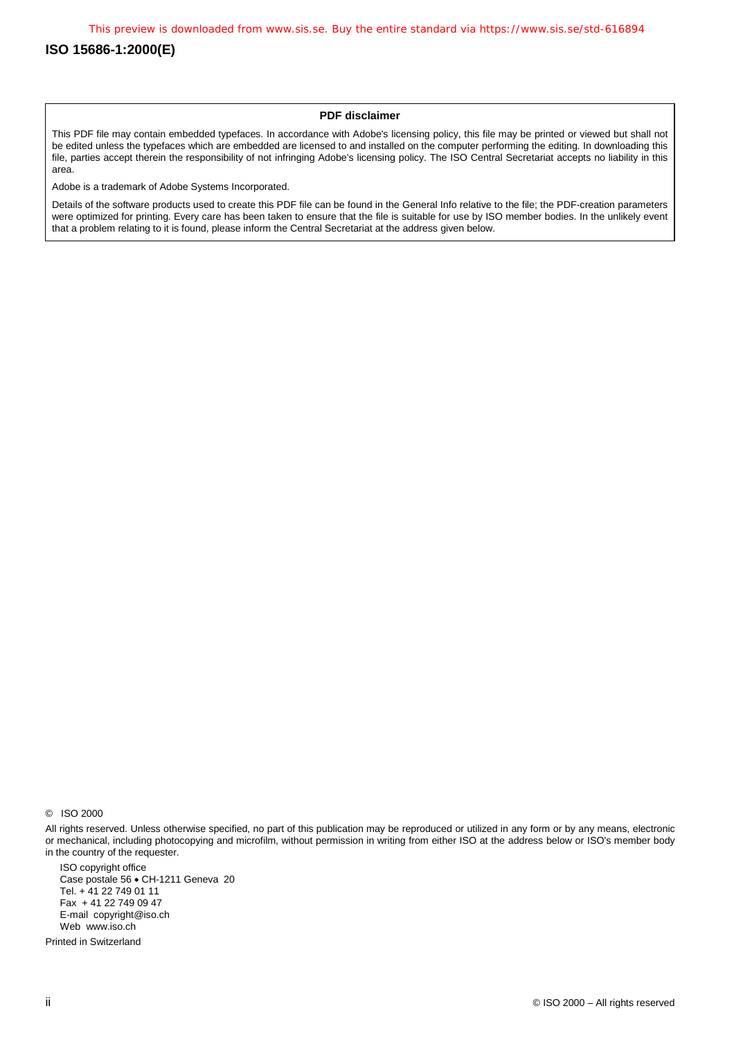**PDF disclaimer**

This PDF file may contain embedded typefaces. In accordance with Adobe's licensing policy, this file may be printed or viewed but shall not be edited unless the typefaces which are embedded are licensed to and installed on the computer performing the editing. In downloading this file, parties accept therein the responsibility of not infringing Adobe's licensing policy. The ISO Central Secretariat accepts no liability in this area.

Adobe is a trademark of Adobe Systems Incorporated.

Details of the software products used to create this PDF file can be found in the General Info relative to the file; the PDF-creation parameters were optimized for printing. Every care has been taken to ensure that the file is suitable for use by ISO member bodies. In the unlikely event that a problem relating to it is found, please inform the Central Secretariat at the address given below.

© ISO 2000

All rights reserved. Unless otherwise specified, no part of this publication may be reproduced or utilized in any form or by any means, electronic or mechanical, including photocopying and microfilm, without permission in writing from either ISO at the address below or ISO's member body in the country of the requester.

ISO copyright office
Case postale 56 • CH-1211 Geneva 20
Tel. + 41 22 749 01 11
Fax + 41 22 749 09 47
E-mail copyright@iso.ch
Web www.iso.ch

Printed in Switzerland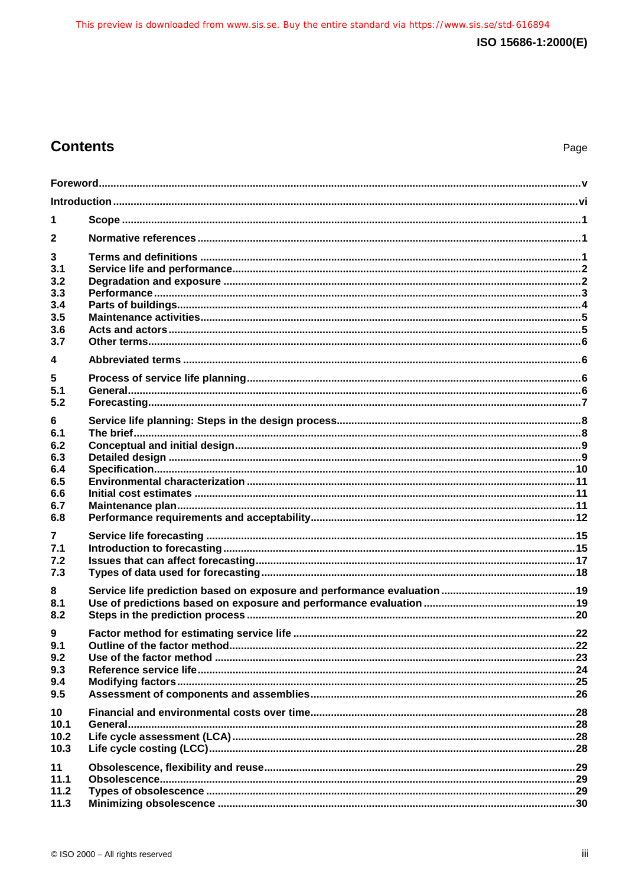# Contents

Page

Foreword ... v

Introduction ... vi

1 Scope ... 1

2 Normative references ... 1

3 Terms and definitions ... 1
3.1 Service life and performance ... 2
3.2 Degradation and exposure ... 2
3.3 Performance ... 3
3.4 Parts of buildings ... 4
3.5 Maintenance activities ... 5
3.6 Acts and actors ... 5
3.7 Other terms ... 6

4 Abbreviated terms ... 6

5 Process of service life planning ... 6
5.1 General ... 6
5.2 Forecasting ... 7

6 Service life planning: Steps in the design process ... 8
6.1 The brief ... 8
6.2 Conceptual and initial design ... 9
6.3 Detailed design ... 9
6.4 Specification ... 10
6.5 Environmental characterization ... 11
6.6 Initial cost estimates ... 11
6.7 Maintenance plan ... 11
6.8 Performance requirements and acceptability ... 12

7 Service life forecasting ... 15
7.1 Introduction to forecasting ... 15
7.2 Issues that can affect forecasting ... 17
7.3 Types of data used for forecasting ... 18

8 Service life prediction based on exposure and performance evaluation ... 19
8.1 Use of predictions based on exposure and performance evaluation ... 19
8.2 Steps in the prediction process ... 20

9 Factor method for estimating service life ... 22
9.1 Outline of the factor method ... 22
9.2 Use of the factor method ... 23
9.3 Reference service life ... 24
9.4 Modifying factors ... 25
9.5 Assessment of components and assemblies ... 26

10 Financial and environmental costs over time ... 28
10.1 General ... 28
10.2 Life cycle assessment (LCA) ... 28
10.3 Life cycle costing (LCC) ... 28

11 Obsolescence, flexibility and reuse ... 29
11.1 Obsolescence ... 29
11.2 Types of obsolescence ... 29
11.3 Minimizing obsolescence ... 30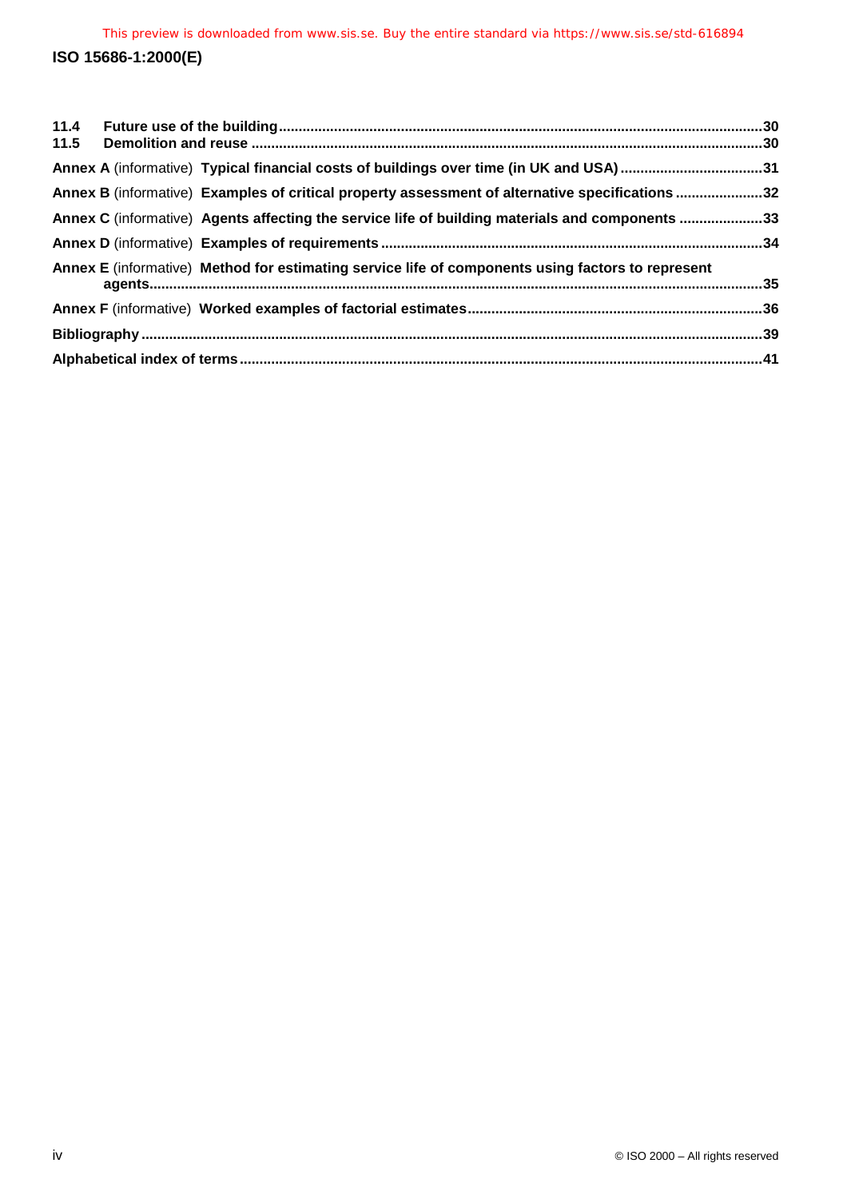11.4 **Future use of the building** ..... 30
11.5 **Demolition and reuse** ..... 30

**Annex A** (informative) **Typical financial costs of buildings over time (in UK and USA)** ..... 31

**Annex B** (informative) **Examples of critical property assessment of alternative specifications** ..... 32

**Annex C** (informative) **Agents affecting the service life of building materials and components** ..... 33

**Annex D** (informative) **Examples of requirements** ..... 34

**Annex E** (informative) **Method for estimating service life of components using factors to represent agents** ..... 35

**Annex F** (informative) **Worked examples of factorial estimates** ..... 36

**Bibliography** ..... 39

**Alphabetical index of terms** ..... 41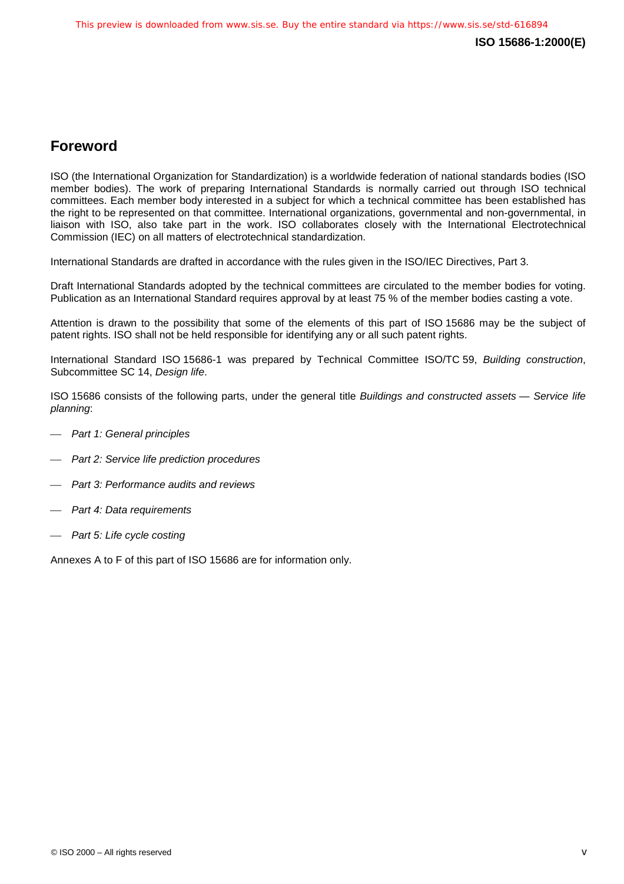## Foreword

ISO (the International Organization for Standardization) is a worldwide federation of national standards bodies (ISO member bodies). The work of preparing International Standards is normally carried out through ISO technical committees. Each member body interested in a subject for which a technical committee has been established has the right to be represented on that committee. International organizations, governmental and non-governmental, in liaison with ISO, also take part in the work. ISO collaborates closely with the International Electrotechnical Commission (IEC) on all matters of electrotechnical standardization.

International Standards are drafted in accordance with the rules given in the ISO/IEC Directives, Part 3.

Draft International Standards adopted by the technical committees are circulated to the member bodies for voting. Publication as an International Standard requires approval by at least 75 % of the member bodies casting a vote.

Attention is drawn to the possibility that some of the elements of this part of ISO 15686 may be the subject of patent rights. ISO shall not be held responsible for identifying any or all such patent rights.

International Standard ISO 15686-1 was prepared by Technical Committee ISO/TC 59, *Building construction*, Subcommittee SC 14, *Design life*.

ISO 15686 consists of the following parts, under the general title *Buildings and constructed assets — Service life planning*:

- *Part 1: General principles*
- *Part 2: Service life prediction procedures*
- *Part 3: Performance audits and reviews*
- *Part 4: Data requirements*
- *Part 5: Life cycle costing*

Annexes A to F of this part of ISO 15686 are for information only.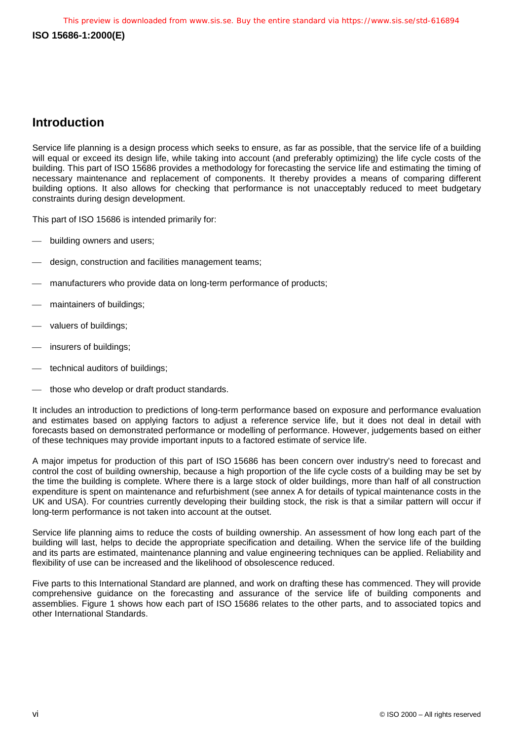## Introduction

Service life planning is a design process which seeks to ensure, as far as possible, that the service life of a building will equal or exceed its design life, while taking into account (and preferably optimizing) the life cycle costs of the building. This part of ISO 15686 provides a methodology for forecasting the service life and estimating the timing of necessary maintenance and replacement of components. It thereby provides a means of comparing different building options. It also allows for checking that performance is not unacceptably reduced to meet budgetary constraints during design development.

This part of ISO 15686 is intended primarily for:

- building owners and users;
- design, construction and facilities management teams;
- manufacturers who provide data on long-term performance of products;
- maintainers of buildings;
- valuers of buildings;
- insurers of buildings;
- technical auditors of buildings;
- those who develop or draft product standards.

It includes an introduction to predictions of long-term performance based on exposure and performance evaluation and estimates based on applying factors to adjust a reference service life, but it does not deal in detail with forecasts based on demonstrated performance or modelling of performance. However, judgements based on either of these techniques may provide important inputs to a factored estimate of service life.

A major impetus for production of this part of ISO 15686 has been concern over industry's need to forecast and control the cost of building ownership, because a high proportion of the life cycle costs of a building may be set by the time the building is complete. Where there is a large stock of older buildings, more than half of all construction expenditure is spent on maintenance and refurbishment (see annex A for details of typical maintenance costs in the UK and USA). For countries currently developing their building stock, the risk is that a similar pattern will occur if long-term performance is not taken into account at the outset.

Service life planning aims to reduce the costs of building ownership. An assessment of how long each part of the building will last, helps to decide the appropriate specification and detailing. When the service life of the building and its parts are estimated, maintenance planning and value engineering techniques can be applied. Reliability and flexibility of use can be increased and the likelihood of obsolescence reduced.

Five parts to this International Standard are planned, and work on drafting these has commenced. They will provide comprehensive guidance on the forecasting and assurance of the service life of building components and assemblies. Figure 1 shows how each part of ISO 15686 relates to the other parts, and to associated topics and other International Standards.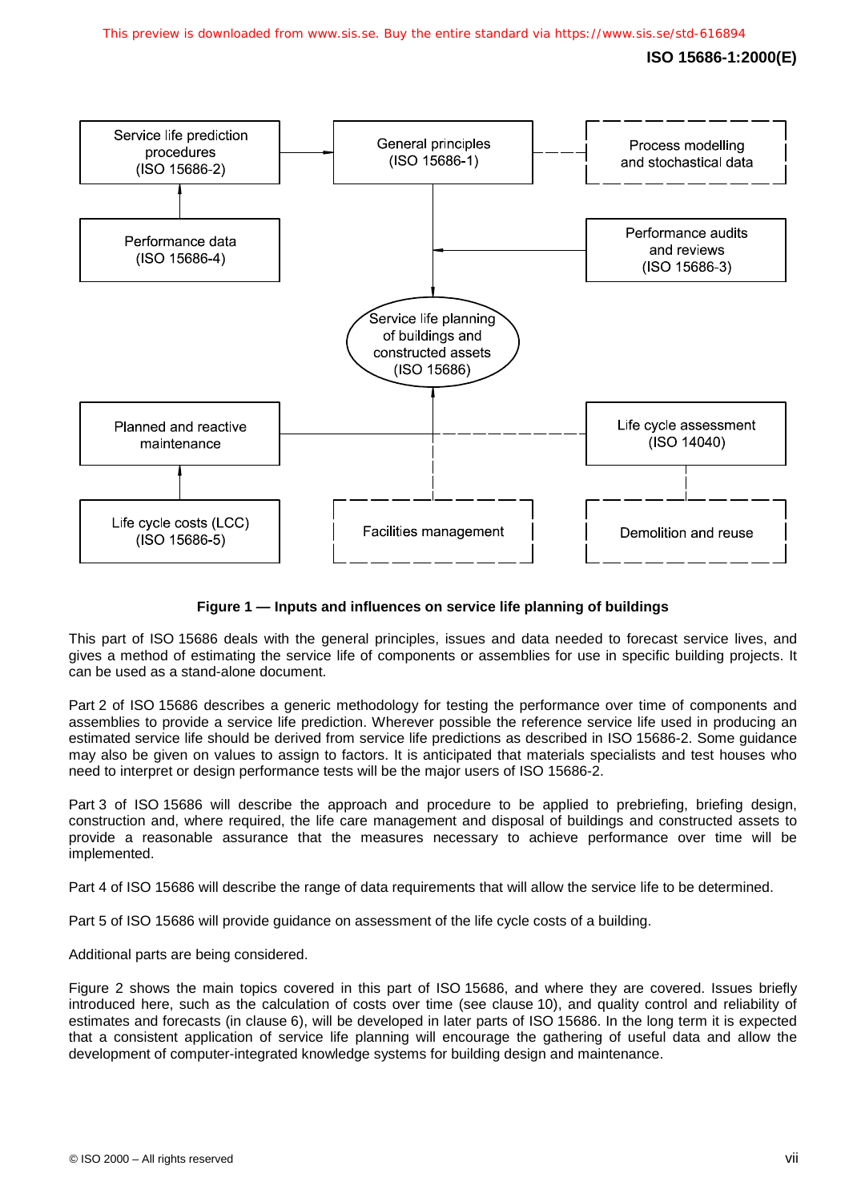**Figure 1 — Inputs and influences on service life planning of buildings**

This part of ISO 15686 deals with the general principles, issues and data needed to forecast service lives, and gives a method of estimating the service life of components or assemblies for use in specific building projects. It can be used as a stand-alone document.

Part 2 of ISO 15686 describes a generic methodology for testing the performance over time of components and assemblies to provide a service life prediction. Wherever possible the reference service life used in producing an estimated service life should be derived from service life predictions as described in ISO 15686-2. Some guidance may also be given on values to assign to factors. It is anticipated that materials specialists and test houses who need to interpret or design performance tests will be the major users of ISO 15686-2.

Part 3 of ISO 15686 will describe the approach and procedure to be applied to prebriefing, briefing design, construction and, where required, the life care management and disposal of buildings and constructed assets to provide a reasonable assurance that the measures necessary to achieve performance over time will be implemented.

Part 4 of ISO 15686 will describe the range of data requirements that will allow the service life to be determined.

Part 5 of ISO 15686 will provide guidance on assessment of the life cycle costs of a building.

Additional parts are being considered.

Figure 2 shows the main topics covered in this part of ISO 15686, and where they are covered. Issues briefly introduced here, such as the calculation of costs over time (see clause 10), and quality control and reliability of estimates and forecasts (in clause 6), will be developed in later parts of ISO 15686. In the long term it is expected that a consistent application of service life planning will encourage the gathering of useful data and allow the development of computer-integrated knowledge systems for building design and maintenance.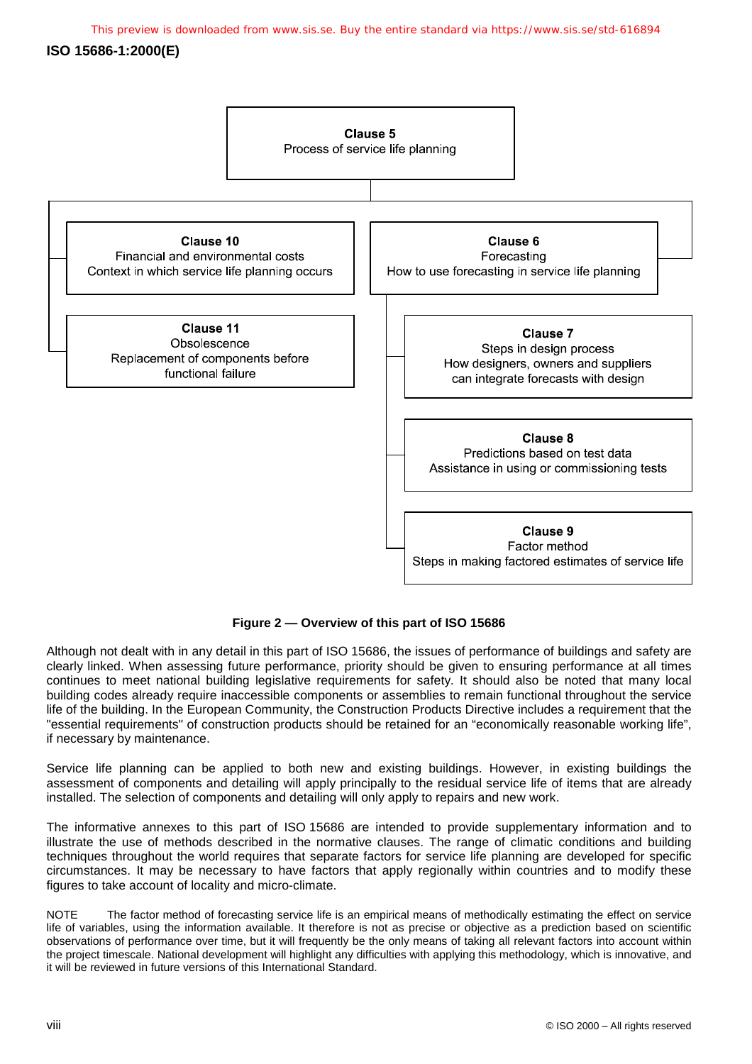**Clause 5**
Process of service life planning

**Clause 10**
Financial and environmental costs
Context in which service life planning occurs

**Clause 11**
Obsolescence
Replacement of components before functional failure

**Clause 6**
Forecasting
How to use forecasting in service life planning

**Clause 7**
Steps in design process
How designers, owners and suppliers can integrate forecasts with design

**Clause 8**
Predictions based on test data
Assistance in using or commissioning tests

**Clause 9**
Factor method
Steps in making factored estimates of service life

**Figure 2 — Overview of this part of ISO 15686**

Although not dealt with in any detail in this part of ISO 15686, the issues of performance of buildings and safety are clearly linked. When assessing future performance, priority should be given to ensuring performance at all times continues to meet national building legislative requirements for safety. It should also be noted that many local building codes already require inaccessible components or assemblies to remain functional throughout the service life of the building. In the European Community, the Construction Products Directive includes a requirement that the "essential requirements" of construction products should be retained for an "economically reasonable working life", if necessary by maintenance.

Service life planning can be applied to both new and existing buildings. However, in existing buildings the assessment of components and detailing will apply principally to the residual service life of items that are already installed. The selection of components and detailing will only apply to repairs and new work.

The informative annexes to this part of ISO 15686 are intended to provide supplementary information and to illustrate the use of methods described in the normative clauses. The range of climatic conditions and building techniques throughout the world requires that separate factors for service life planning are developed for specific circumstances. It may be necessary to have factors that apply regionally within countries and to modify these figures to take account of locality and micro-climate.

NOTE The factor method of forecasting service life is an empirical means of methodically estimating the effect on service life of variables, using the information available. It therefore is not as precise or objective as a prediction based on scientific observations of performance over time, but it will frequently be the only means of taking all relevant factors into account within the project timescale. National development will highlight any difficulties with applying this methodology, which is innovative, and it will be reviewed in future versions of this International Standard.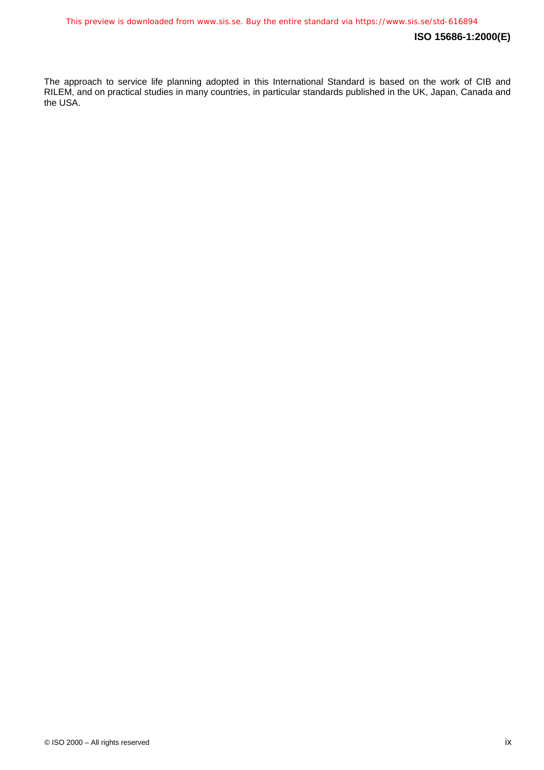The approach to service life planning adopted in this International Standard is based on the work of CIB and RILEM, and on practical studies in many countries, in particular standards published in the UK, Japan, Canada and the USA.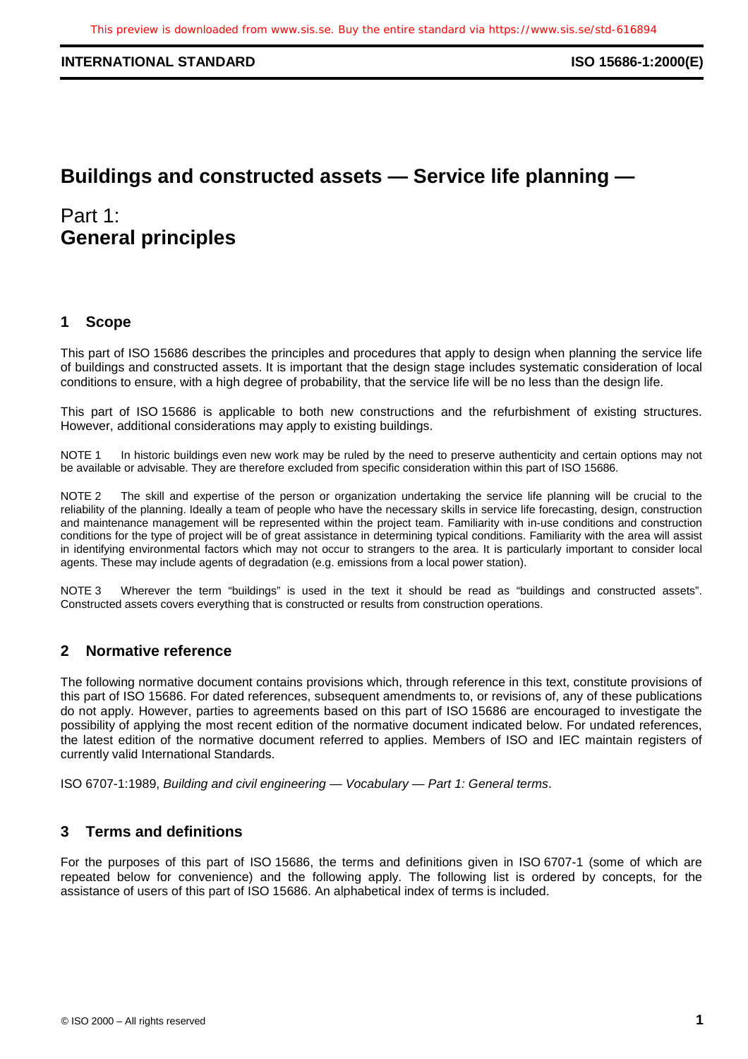# Buildings and constructed assets — Service life planning —

## Part 1: General principles

## 1 Scope

This part of ISO 15686 describes the principles and procedures that apply to design when planning the service life of buildings and constructed assets. It is important that the design stage includes systematic consideration of local conditions to ensure, with a high degree of probability, that the service life will be no less than the design life.

This part of ISO 15686 is applicable to both new constructions and the refurbishment of existing structures. However, additional considerations may apply to existing buildings.

NOTE 1 In historic buildings even new work may be ruled by the need to preserve authenticity and certain options may not be available or advisable. They are therefore excluded from specific consideration within this part of ISO 15686.

NOTE 2 The skill and expertise of the person or organization undertaking the service life planning will be crucial to the reliability of the planning. Ideally a team of people who have the necessary skills in service life forecasting, design, construction and maintenance management will be represented within the project team. Familiarity with in-use conditions and construction conditions for the type of project will be of great assistance in determining typical conditions. Familiarity with the area will assist in identifying environmental factors which may not occur to strangers to the area. It is particularly important to consider local agents. These may include agents of degradation (e.g. emissions from a local power station).

NOTE 3 Wherever the term "buildings" is used in the text it should be read as "buildings and constructed assets". Constructed assets covers everything that is constructed or results from construction operations.

## 2 Normative reference

The following normative document contains provisions which, through reference in this text, constitute provisions of this part of ISO 15686. For dated references, subsequent amendments to, or revisions of, any of these publications do not apply. However, parties to agreements based on this part of ISO 15686 are encouraged to investigate the possibility of applying the most recent edition of the normative document indicated below. For undated references, the latest edition of the normative document referred to applies. Members of ISO and IEC maintain registers of currently valid International Standards.

ISO 6707-1:1989, *Building and civil engineering — Vocabulary — Part 1: General terms*.

## 3 Terms and definitions

For the purposes of this part of ISO 15686, the terms and definitions given in ISO 6707-1 (some of which are repeated below for convenience) and the following apply. The following list is ordered by concepts, for the assistance of users of this part of ISO 15686. An alphabetical index of terms is included.